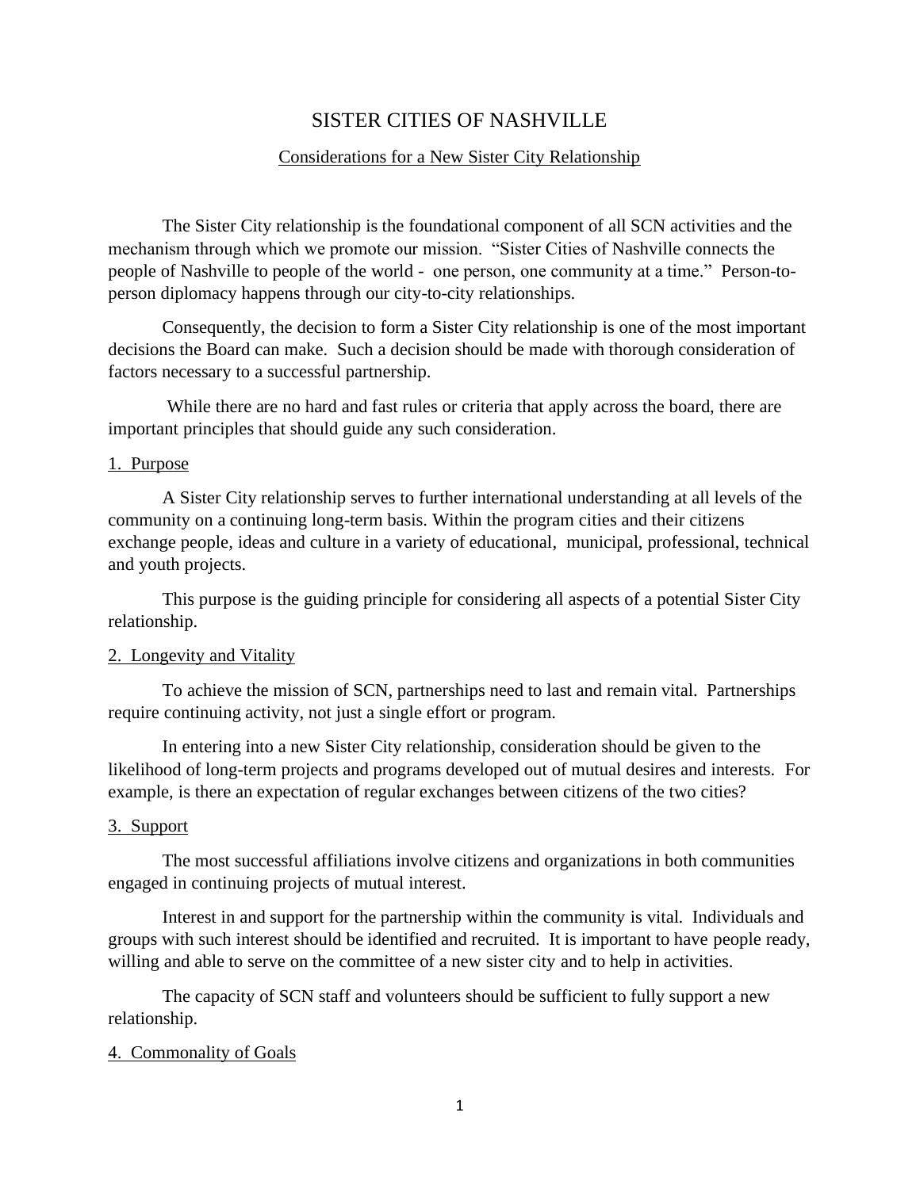# SISTER CITIES OF NASHVILLE

## Considerations for a New Sister City Relationship

The Sister City relationship is the foundational component of all SCN activities and the mechanism through which we promote our mission. "Sister Cities of Nashville connects the people of Nashville to people of the world - one person, one community at a time." Person-to-person diplomacy happens through our city-to-city relationships.

Consequently, the decision to form a Sister City relationship is one of the most important decisions the Board can make. Such a decision should be made with thorough consideration of factors necessary to a successful partnership.

While there are no hard and fast rules or criteria that apply across the board, there are important principles that should guide any such consideration.

### 1. Purpose

A Sister City relationship serves to further international understanding at all levels of the community on a continuing long-term basis. Within the program cities and their citizens exchange people, ideas and culture in a variety of educational, municipal, professional, technical and youth projects.

This purpose is the guiding principle for considering all aspects of a potential Sister City relationship.

### 2. Longevity and Vitality

To achieve the mission of SCN, partnerships need to last and remain vital. Partnerships require continuing activity, not just a single effort or program.

In entering into a new Sister City relationship, consideration should be given to the likelihood of long-term projects and programs developed out of mutual desires and interests. For example, is there an expectation of regular exchanges between citizens of the two cities?

### 3. Support

The most successful affiliations involve citizens and organizations in both communities engaged in continuing projects of mutual interest.

Interest in and support for the partnership within the community is vital. Individuals and groups with such interest should be identified and recruited. It is important to have people ready, willing and able to serve on the committee of a new sister city and to help in activities.

The capacity of SCN staff and volunteers should be sufficient to fully support a new relationship.

### 4. Commonality of Goals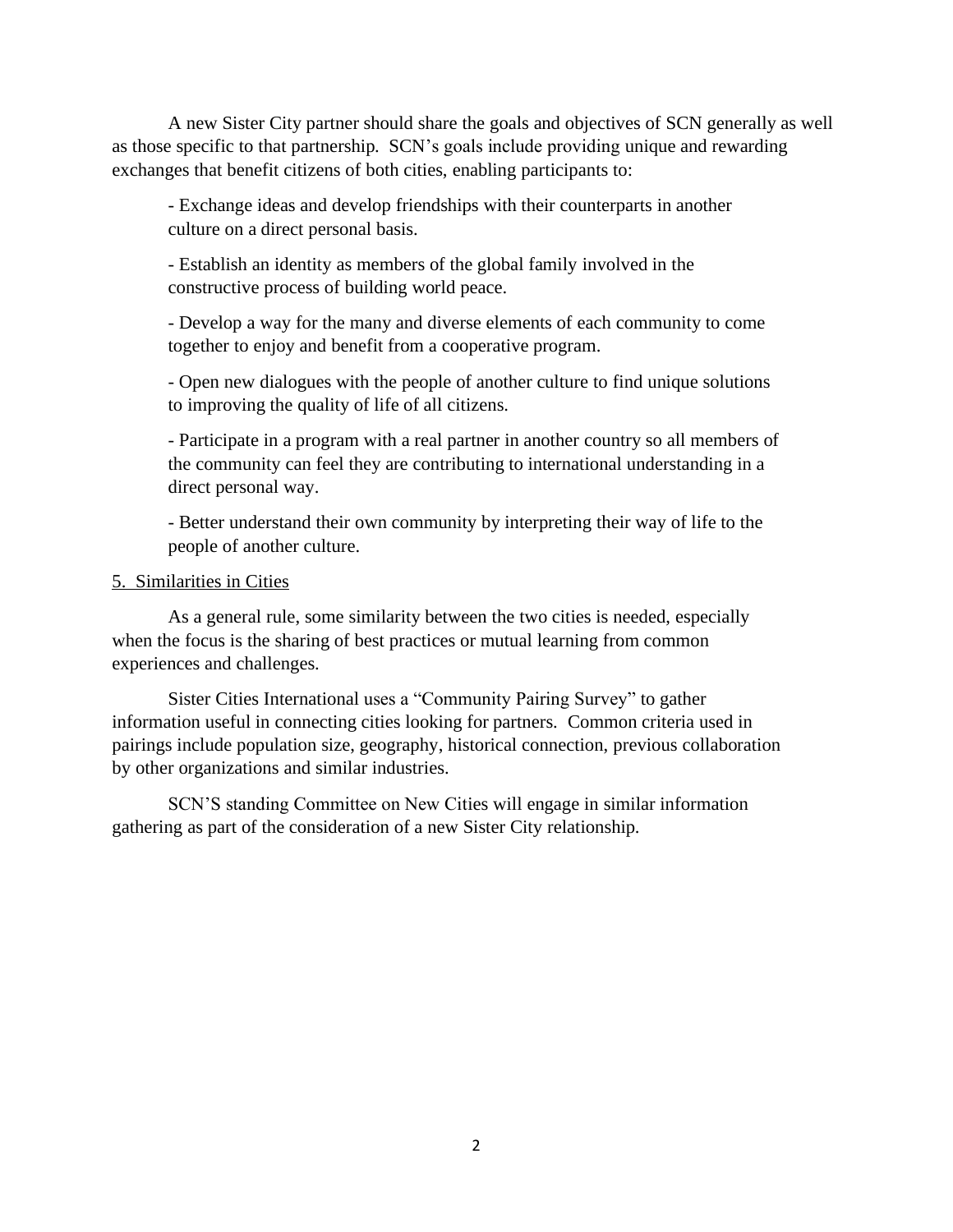A new Sister City partner should share the goals and objectives of SCN generally as well as those specific to that partnership. SCN's goals include providing unique and rewarding exchanges that benefit citizens of both cities, enabling participants to:

- Exchange ideas and develop friendships with their counterparts in another culture on a direct personal basis.

- Establish an identity as members of the global family involved in the constructive process of building world peace.

- Develop a way for the many and diverse elements of each community to come together to enjoy and benefit from a cooperative program.

- Open new dialogues with the people of another culture to find unique solutions to improving the quality of life of all citizens.

- Participate in a program with a real partner in another country so all members of the community can feel they are contributing to international understanding in a direct personal way.

- Better understand their own community by interpreting their way of life to the people of another culture.

## 5. Similarities in Cities

As a general rule, some similarity between the two cities is needed, especially when the focus is the sharing of best practices or mutual learning from common experiences and challenges.

Sister Cities International uses a "Community Pairing Survey" to gather information useful in connecting cities looking for partners. Common criteria used in pairings include population size, geography, historical connection, previous collaboration by other organizations and similar industries.

SCN'S standing Committee on New Cities will engage in similar information gathering as part of the consideration of a new Sister City relationship.